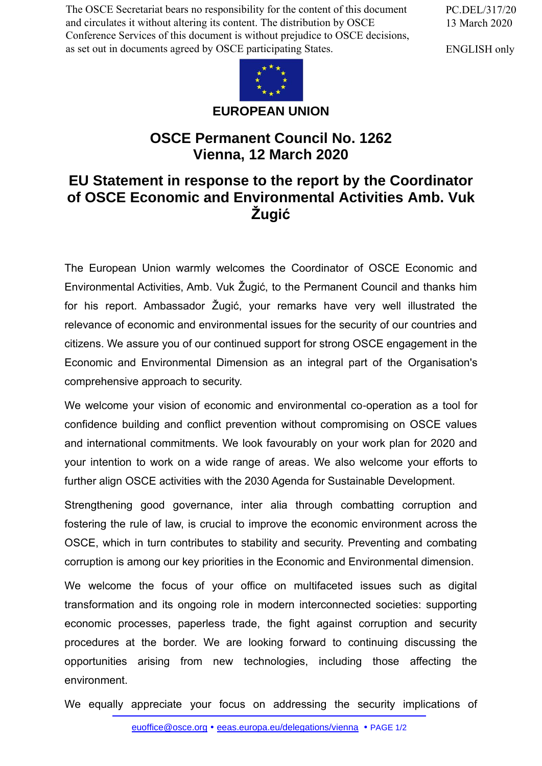The OSCE Secretariat bears no responsibility for the content of this document and circulates it without altering its content. The distribution by OSCE Conference Services of this document is without prejudice to OSCE decisions, as set out in documents agreed by OSCE participating States.

PC.DEL/317/20
13 March 2020

ENGLISH only

**EUROPEAN UNION**

# OSCE Permanent Council No. 1262
# Vienna, 12 March 2020

## EU Statement in response to the report by the Coordinator of OSCE Economic and Environmental Activities Amb. Vuk Žugić

The European Union warmly welcomes the Coordinator of OSCE Economic and Environmental Activities, Amb. Vuk Žugić, to the Permanent Council and thanks him for his report. Ambassador Žugić, your remarks have very well illustrated the relevance of economic and environmental issues for the security of our countries and citizens. We assure you of our continued support for strong OSCE engagement in the Economic and Environmental Dimension as an integral part of the Organisation's comprehensive approach to security.

We welcome your vision of economic and environmental co-operation as a tool for confidence building and conflict prevention without compromising on OSCE values and international commitments. We look favourably on your work plan for 2020 and your intention to work on a wide range of areas. We also welcome your efforts to further align OSCE activities with the 2030 Agenda for Sustainable Development.

Strengthening good governance, inter alia through combatting corruption and fostering the rule of law, is crucial to improve the economic environment across the OSCE, which in turn contributes to stability and security. Preventing and combating corruption is among our key priorities in the Economic and Environmental dimension.

We welcome the focus of your office on multifaceted issues such as digital transformation and its ongoing role in modern interconnected societies: supporting economic processes, paperless trade, the fight against corruption and security procedures at the border. We are looking forward to continuing discussing the opportunities arising from new technologies, including those affecting the environment.

We equally appreciate your focus on addressing the security implications of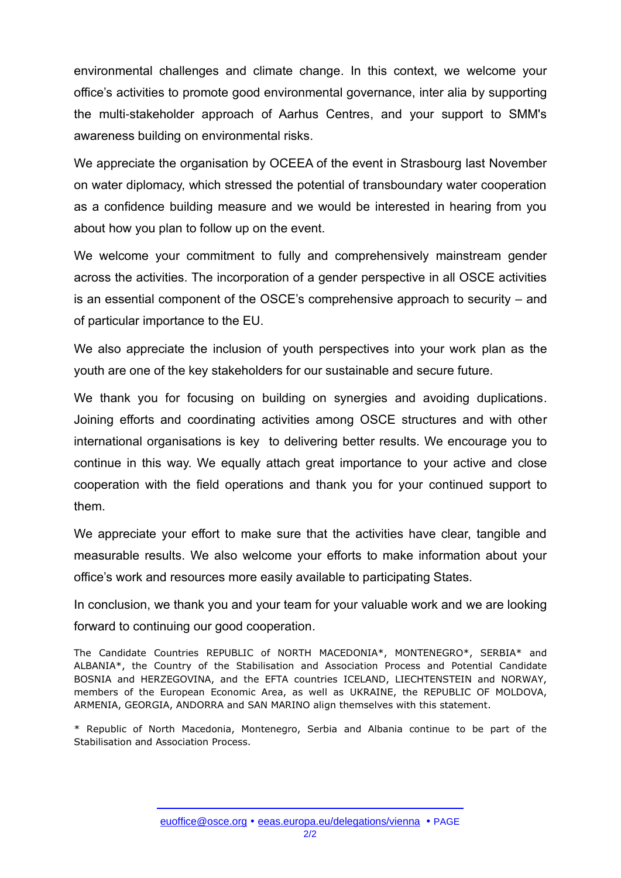environmental challenges and climate change. In this context, we welcome your office's activities to promote good environmental governance, inter alia by supporting the multi-stakeholder approach of Aarhus Centres, and your support to SMM's awareness building on environmental risks.

We appreciate the organisation by OCEEA of the event in Strasbourg last November on water diplomacy, which stressed the potential of transboundary water cooperation as a confidence building measure and we would be interested in hearing from you about how you plan to follow up on the event.

We welcome your commitment to fully and comprehensively mainstream gender across the activities. The incorporation of a gender perspective in all OSCE activities is an essential component of the OSCE's comprehensive approach to security – and of particular importance to the EU.

We also appreciate the inclusion of youth perspectives into your work plan as the youth are one of the key stakeholders for our sustainable and secure future.

We thank you for focusing on building on synergies and avoiding duplications. Joining efforts and coordinating activities among OSCE structures and with other international organisations is key to delivering better results. We encourage you to continue in this way. We equally attach great importance to your active and close cooperation with the field operations and thank you for your continued support to them.

We appreciate your effort to make sure that the activities have clear, tangible and measurable results. We also welcome your efforts to make information about your office's work and resources more easily available to participating States.

In conclusion, we thank you and your team for your valuable work and we are looking forward to continuing our good cooperation.

The Candidate Countries REPUBLIC of NORTH MACEDONIA*, MONTENEGRO*, SERBIA* and ALBANIA*, the Country of the Stabilisation and Association Process and Potential Candidate BOSNIA and HERZEGOVINA, and the EFTA countries ICELAND, LIECHTENSTEIN and NORWAY, members of the European Economic Area, as well as UKRAINE, the REPUBLIC OF MOLDOVA, ARMENIA, GEORGIA, ANDORRA and SAN MARINO align themselves with this statement.

* Republic of North Macedonia, Montenegro, Serbia and Albania continue to be part of the Stabilisation and Association Process.